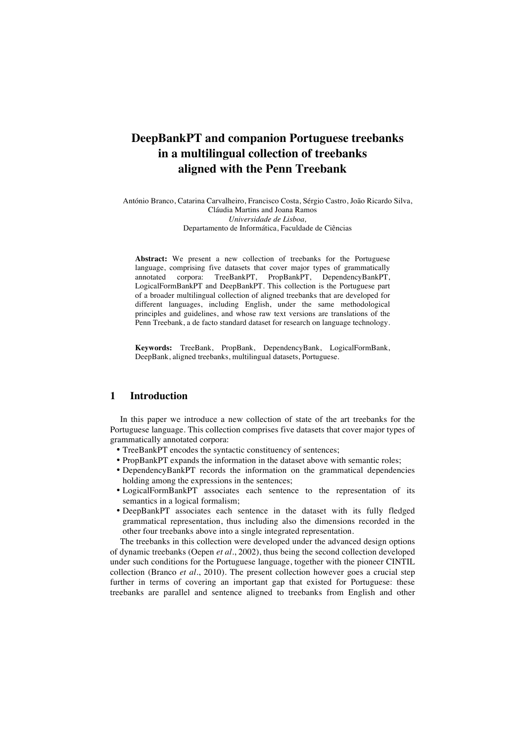# DeepBankPT and companion Portuguese treebanks in a multilingual collection of treebanks aligned with the Penn Treebank

António Branco, Catarina Carvalheiro, Francisco Costa, Sérgio Castro, João Ricardo Silva, Cláudia Martins and Joana Ramos
*Universidade de Lisboa,*
Departamento de Informática, Faculdade de Ciências

**Abstract:** We present a new collection of treebanks for the Portuguese language, comprising five datasets that cover major types of grammatically annotated corpora: TreeBankPT, PropBankPT, DependencyBankPT, LogicalFormBankPT and DeepBankPT. This collection is the Portuguese part of a broader multilingual collection of aligned treebanks that are developed for different languages, including English, under the same methodological principles and guidelines, and whose raw text versions are translations of the Penn Treebank, a de facto standard dataset for research on language technology.

**Keywords:** TreeBank, PropBank, DependencyBank, LogicalFormBank, DeepBank, aligned treebanks, multilingual datasets, Portuguese.

## 1 Introduction

In this paper we introduce a new collection of state of the art treebanks for the Portuguese language. This collection comprises five datasets that cover major types of grammatically annotated corpora:

- TreeBankPT encodes the syntactic constituency of sentences;
- PropBankPT expands the information in the dataset above with semantic roles;
- DependencyBankPT records the information on the grammatical dependencies holding among the expressions in the sentences;
- LogicalFormBankPT associates each sentence to the representation of its semantics in a logical formalism;
- DeepBankPT associates each sentence in the dataset with its fully fledged grammatical representation, thus including also the dimensions recorded in the other four treebanks above into a single integrated representation.

The treebanks in this collection were developed under the advanced design options of dynamic treebanks (Oepen *et al*., 2002), thus being the second collection developed under such conditions for the Portuguese language, together with the pioneer CINTIL collection (Branco *et al*., 2010). The present collection however goes a crucial step further in terms of covering an important gap that existed for Portuguese: these treebanks are parallel and sentence aligned to treebanks from English and other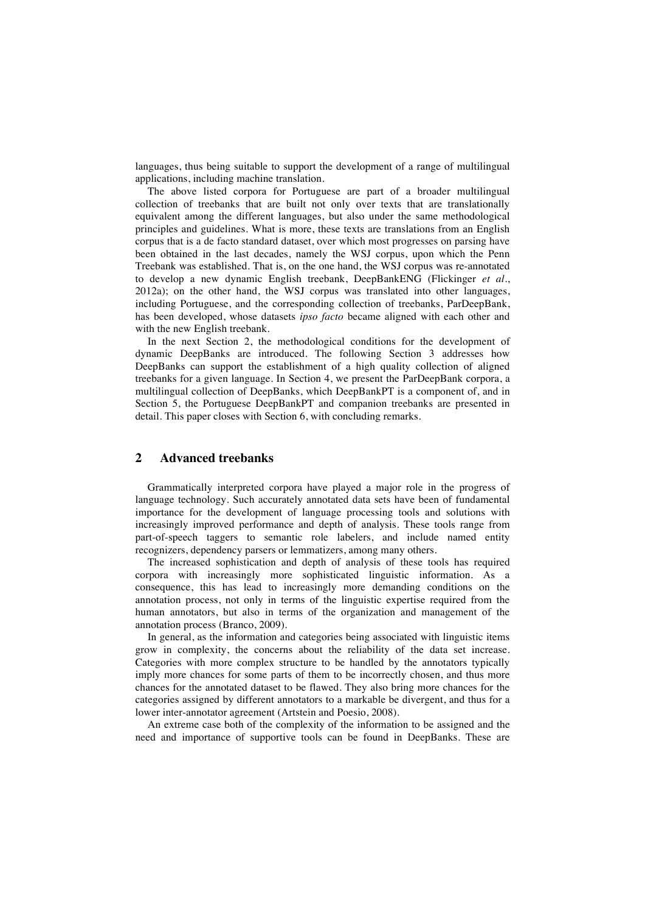languages, thus being suitable to support the development of a range of multilingual applications, including machine translation.

The above listed corpora for Portuguese are part of a broader multilingual collection of treebanks that are built not only over texts that are translationally equivalent among the different languages, but also under the same methodological principles and guidelines. What is more, these texts are translations from an English corpus that is a de facto standard dataset, over which most progresses on parsing have been obtained in the last decades, namely the WSJ corpus, upon which the Penn Treebank was established. That is, on the one hand, the WSJ corpus was re-annotated to develop a new dynamic English treebank, DeepBankENG (Flickinger *et al.*, 2012a); on the other hand, the WSJ corpus was translated into other languages, including Portuguese, and the corresponding collection of treebanks, ParDeepBank, has been developed, whose datasets *ipso facto* became aligned with each other and with the new English treebank.

In the next Section 2, the methodological conditions for the development of dynamic DeepBanks are introduced. The following Section 3 addresses how DeepBanks can support the establishment of a high quality collection of aligned treebanks for a given language. In Section 4, we present the ParDeepBank corpora, a multilingual collection of DeepBanks, which DeepBankPT is a component of, and in Section 5, the Portuguese DeepBankPT and companion treebanks are presented in detail. This paper closes with Section 6, with concluding remarks.

## 2 Advanced treebanks

Grammatically interpreted corpora have played a major role in the progress of language technology. Such accurately annotated data sets have been of fundamental importance for the development of language processing tools and solutions with increasingly improved performance and depth of analysis. These tools range from part-of-speech taggers to semantic role labelers, and include named entity recognizers, dependency parsers or lemmatizers, among many others.

The increased sophistication and depth of analysis of these tools has required corpora with increasingly more sophisticated linguistic information. As a consequence, this has lead to increasingly more demanding conditions on the annotation process, not only in terms of the linguistic expertise required from the human annotators, but also in terms of the organization and management of the annotation process (Branco, 2009).

In general, as the information and categories being associated with linguistic items grow in complexity, the concerns about the reliability of the data set increase. Categories with more complex structure to be handled by the annotators typically imply more chances for some parts of them to be incorrectly chosen, and thus more chances for the annotated dataset to be flawed. They also bring more chances for the categories assigned by different annotators to a markable be divergent, and thus for a lower inter-annotator agreement (Artstein and Poesio, 2008).

An extreme case both of the complexity of the information to be assigned and the need and importance of supportive tools can be found in DeepBanks. These are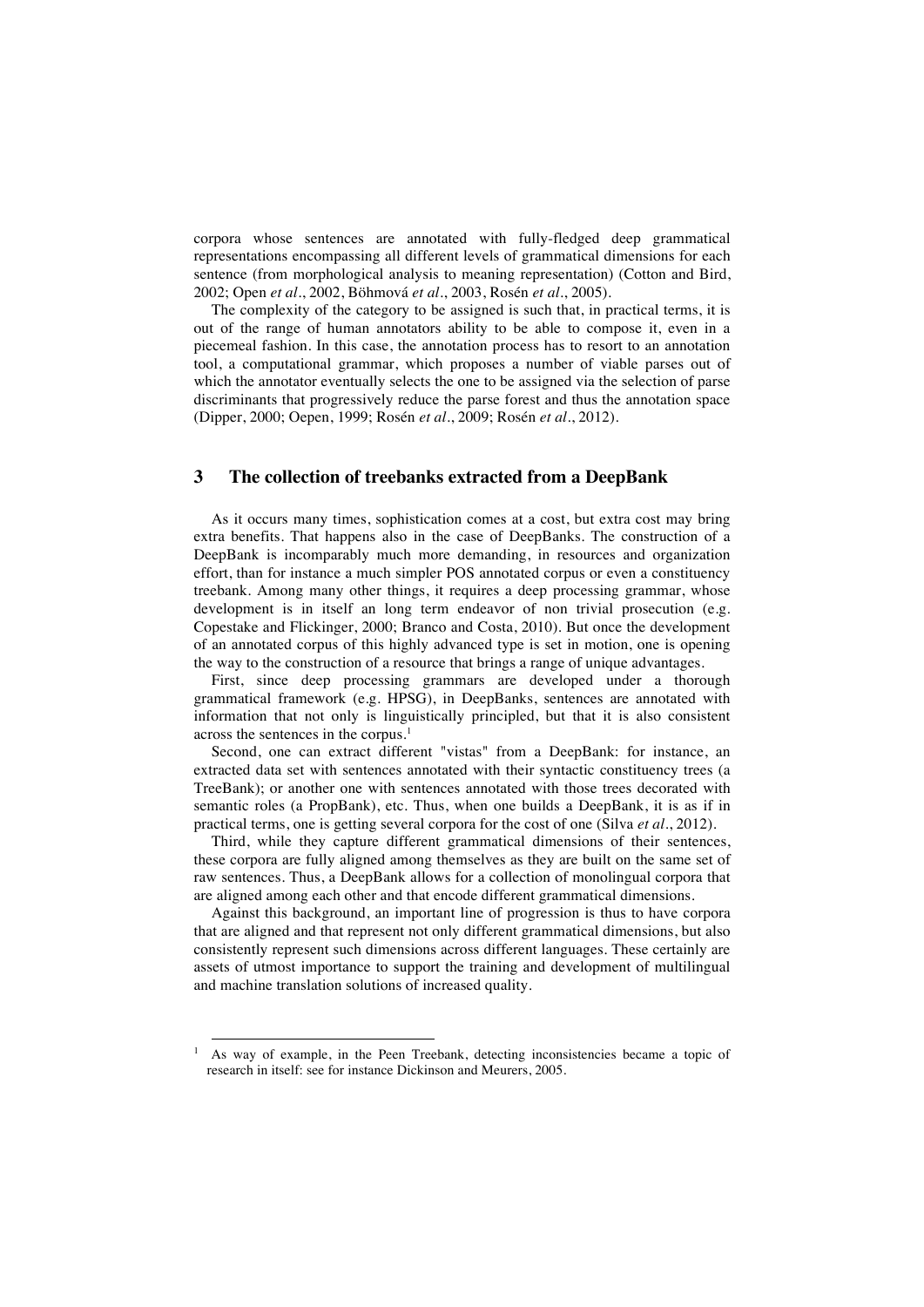corpora whose sentences are annotated with fully-fledged deep grammatical representations encompassing all different levels of grammatical dimensions for each sentence (from morphological analysis to meaning representation) (Cotton and Bird, 2002; Open *et al*., 2002, Böhmová *et al*., 2003, Rosén *et al*., 2005).

The complexity of the category to be assigned is such that, in practical terms, it is out of the range of human annotators ability to be able to compose it, even in a piecemeal fashion. In this case, the annotation process has to resort to an annotation tool, a computational grammar, which proposes a number of viable parses out of which the annotator eventually selects the one to be assigned via the selection of parse discriminants that progressively reduce the parse forest and thus the annotation space (Dipper, 2000; Oepen, 1999; Rosén *et al*., 2009; Rosén *et al*., 2012).

## 3 The collection of treebanks extracted from a DeepBank

As it occurs many times, sophistication comes at a cost, but extra cost may bring extra benefits. That happens also in the case of DeepBanks. The construction of a DeepBank is incomparably much more demanding, in resources and organization effort, than for instance a much simpler POS annotated corpus or even a constituency treebank. Among many other things, it requires a deep processing grammar, whose development is in itself an long term endeavor of non trivial prosecution (e.g. Copestake and Flickinger, 2000; Branco and Costa, 2010). But once the development of an annotated corpus of this highly advanced type is set in motion, one is opening the way to the construction of a resource that brings a range of unique advantages.

First, since deep processing grammars are developed under a thorough grammatical framework (e.g. HPSG), in DeepBanks, sentences are annotated with information that not only is linguistically principled, but that it is also consistent across the sentences in the corpus.[1]

Second, one can extract different "vistas" from a DeepBank: for instance, an extracted data set with sentences annotated with their syntactic constituency trees (a TreeBank); or another one with sentences annotated with those trees decorated with semantic roles (a PropBank), etc. Thus, when one builds a DeepBank, it is as if in practical terms, one is getting several corpora for the cost of one (Silva *et al*., 2012).

Third, while they capture different grammatical dimensions of their sentences, these corpora are fully aligned among themselves as they are built on the same set of raw sentences. Thus, a DeepBank allows for a collection of monolingual corpora that are aligned among each other and that encode different grammatical dimensions.

Against this background, an important line of progression is thus to have corpora that are aligned and that represent not only different grammatical dimensions, but also consistently represent such dimensions across different languages. These certainly are assets of utmost importance to support the training and development of multilingual and machine translation solutions of increased quality.

---

[1] As way of example, in the Peen Treebank, detecting inconsistencies became a topic of research in itself: see for instance Dickinson and Meurers, 2005.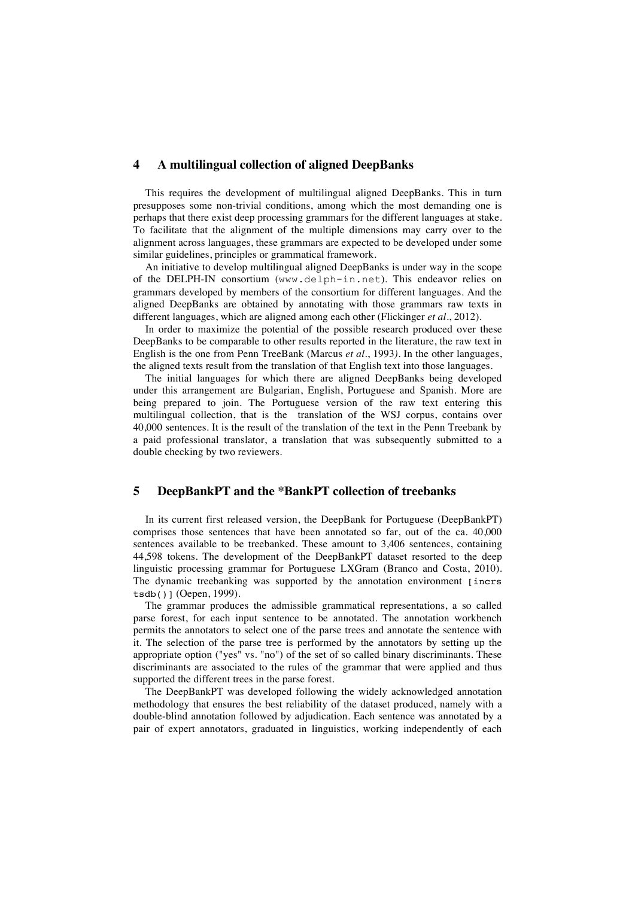## 4 A multilingual collection of aligned DeepBanks

This requires the development of multilingual aligned DeepBanks. This in turn presupposes some non-trivial conditions, among which the most demanding one is perhaps that there exist deep processing grammars for the different languages at stake. To facilitate that the alignment of the multiple dimensions may carry over to the alignment across languages, these grammars are expected to be developed under some similar guidelines, principles or grammatical framework.

An initiative to develop multilingual aligned DeepBanks is under way in the scope of the DELPH-IN consortium (`www.delph-in.net`). This endeavor relies on grammars developed by members of the consortium for different languages. And the aligned DeepBanks are obtained by annotating with those grammars raw texts in different languages, which are aligned among each other (Flickinger *et al*., 2012).

In order to maximize the potential of the possible research produced over these DeepBanks to be comparable to other results reported in the literature, the raw text in English is the one from Penn TreeBank (Marcus *et al*., 1993). In the other languages, the aligned texts result from the translation of that English text into those languages.

The initial languages for which there are aligned DeepBanks being developed under this arrangement are Bulgarian, English, Portuguese and Spanish. More are being prepared to join. The Portuguese version of the raw text entering this multilingual collection, that is the translation of the WSJ corpus, contains over 40,000 sentences. It is the result of the translation of the text in the Penn Treebank by a paid professional translator, a translation that was subsequently submitted to a double checking by two reviewers.

## 5 DeepBankPT and the *BankPT collection of treebanks

In its current first released version, the DeepBank for Portuguese (DeepBankPT) comprises those sentences that have been annotated so far, out of the ca. 40,000 sentences available to be treebanked. These amount to 3,406 sentences, containing 44,598 tokens. The development of the DeepBankPT dataset resorted to the deep linguistic processing grammar for Portuguese LXGram (Branco and Costa, 2010). The dynamic treebanking was supported by the annotation environment `[incrs tsdb()]` (Oepen, 1999).

The grammar produces the admissible grammatical representations, a so called parse forest, for each input sentence to be annotated. The annotation workbench permits the annotators to select one of the parse trees and annotate the sentence with it. The selection of the parse tree is performed by the annotators by setting up the appropriate option ("yes" vs. "no") of the set of so called binary discriminants. These discriminants are associated to the rules of the grammar that were applied and thus supported the different trees in the parse forest.

The DeepBankPT was developed following the widely acknowledged annotation methodology that ensures the best reliability of the dataset produced, namely with a double-blind annotation followed by adjudication. Each sentence was annotated by a pair of expert annotators, graduated in linguistics, working independently of each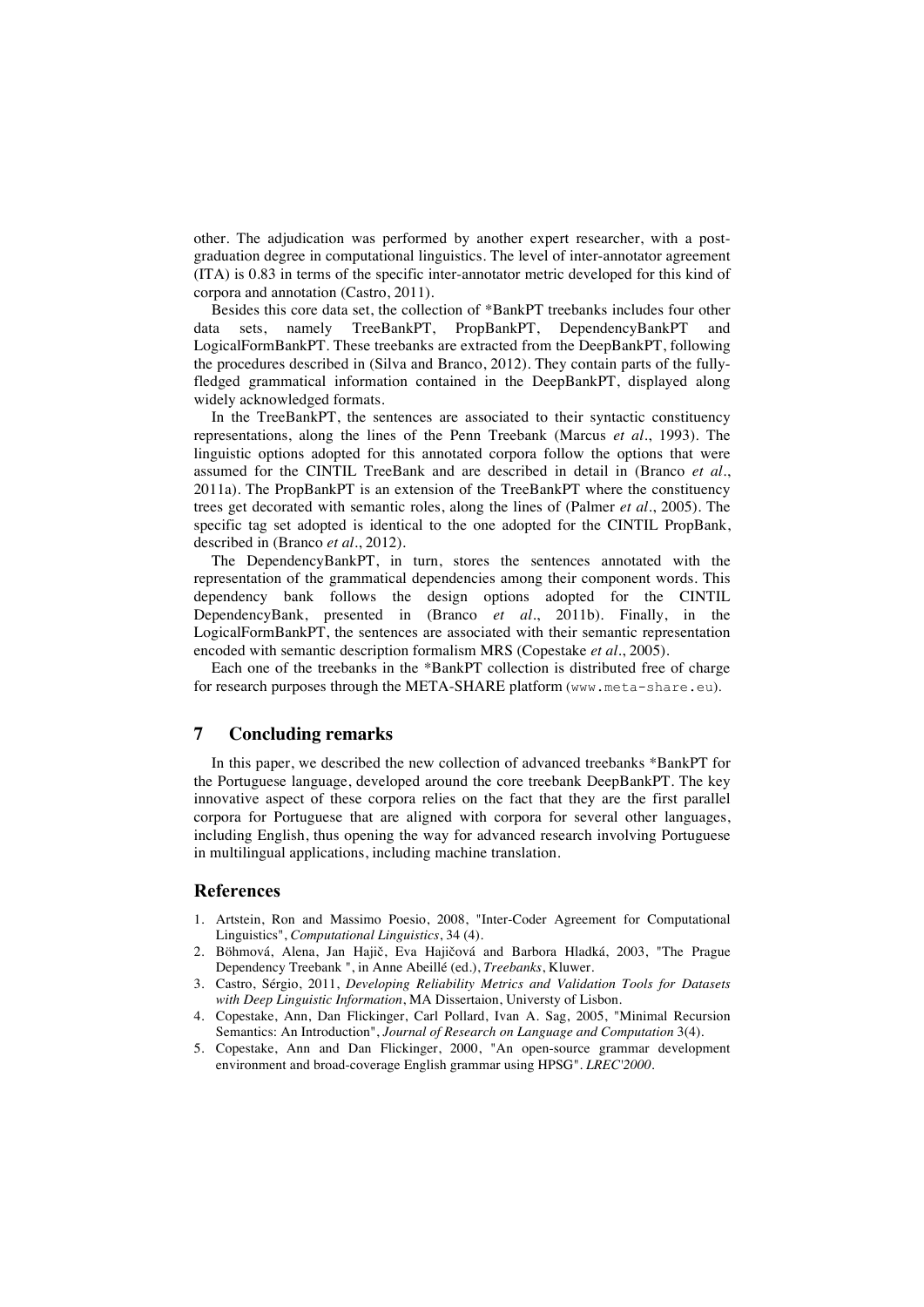other. The adjudication was performed by another expert researcher, with a post-graduation degree in computational linguistics. The level of inter-annotator agreement (ITA) is 0.83 in terms of the specific inter-annotator metric developed for this kind of corpora and annotation (Castro, 2011).

Besides this core data set, the collection of *BankPT treebanks includes four other data sets, namely TreeBankPT, PropBankPT, DependencyBankPT and LogicalFormBankPT. These treebanks are extracted from the DeepBankPT, following the procedures described in (Silva and Branco, 2012). They contain parts of the fully-fledged grammatical information contained in the DeepBankPT, displayed along widely acknowledged formats.

In the TreeBankPT, the sentences are associated to their syntactic constituency representations, along the lines of the Penn Treebank (Marcus *et al*., 1993). The linguistic options adopted for this annotated corpora follow the options that were assumed for the CINTIL TreeBank and are described in detail in (Branco *et al*., 2011a). The PropBankPT is an extension of the TreeBankPT where the constituency trees get decorated with semantic roles, along the lines of (Palmer *et al*., 2005). The specific tag set adopted is identical to the one adopted for the CINTIL PropBank, described in (Branco *et al*., 2012).

The DependencyBankPT, in turn, stores the sentences annotated with the representation of the grammatical dependencies among their component words. This dependency bank follows the design options adopted for the CINTIL DependencyBank, presented in (Branco *et al*., 2011b). Finally, in the LogicalFormBankPT, the sentences are associated with their semantic representation encoded with semantic description formalism MRS (Copestake *et al*., 2005).

Each one of the treebanks in the *BankPT collection is distributed free of charge for research purposes through the META-SHARE platform (`www.meta-share.eu`).

## 7 Concluding remarks

In this paper, we described the new collection of advanced treebanks *BankPT for the Portuguese language, developed around the core treebank DeepBankPT. The key innovative aspect of these corpora relies on the fact that they are the first parallel corpora for Portuguese that are aligned with corpora for several other languages, including English, thus opening the way for advanced research involving Portuguese in multilingual applications, including machine translation.

## References

1. Artstein, Ron and Massimo Poesio, 2008, "Inter-Coder Agreement for Computational Linguistics", *Computational Linguistics*, 34 (4).
2. Böhmová, Alena, Jan Hajič, Eva Hajičová and Barbora Hladká, 2003, "The Prague Dependency Treebank ", in Anne Abeillé (ed.), *Treebanks*, Kluwer.
3. Castro, Sérgio, 2011, *Developing Reliability Metrics and Validation Tools for Datasets with Deep Linguistic Information*, MA Dissertaion, Universty of Lisbon.
4. Copestake, Ann, Dan Flickinger, Carl Pollard, Ivan A. Sag, 2005, "Minimal Recursion Semantics: An Introduction", *Journal of Research on Language and Computation* 3(4).
5. Copestake, Ann and Dan Flickinger, 2000, "An open-source grammar development environment and broad-coverage English grammar using HPSG". *LREC'2000*.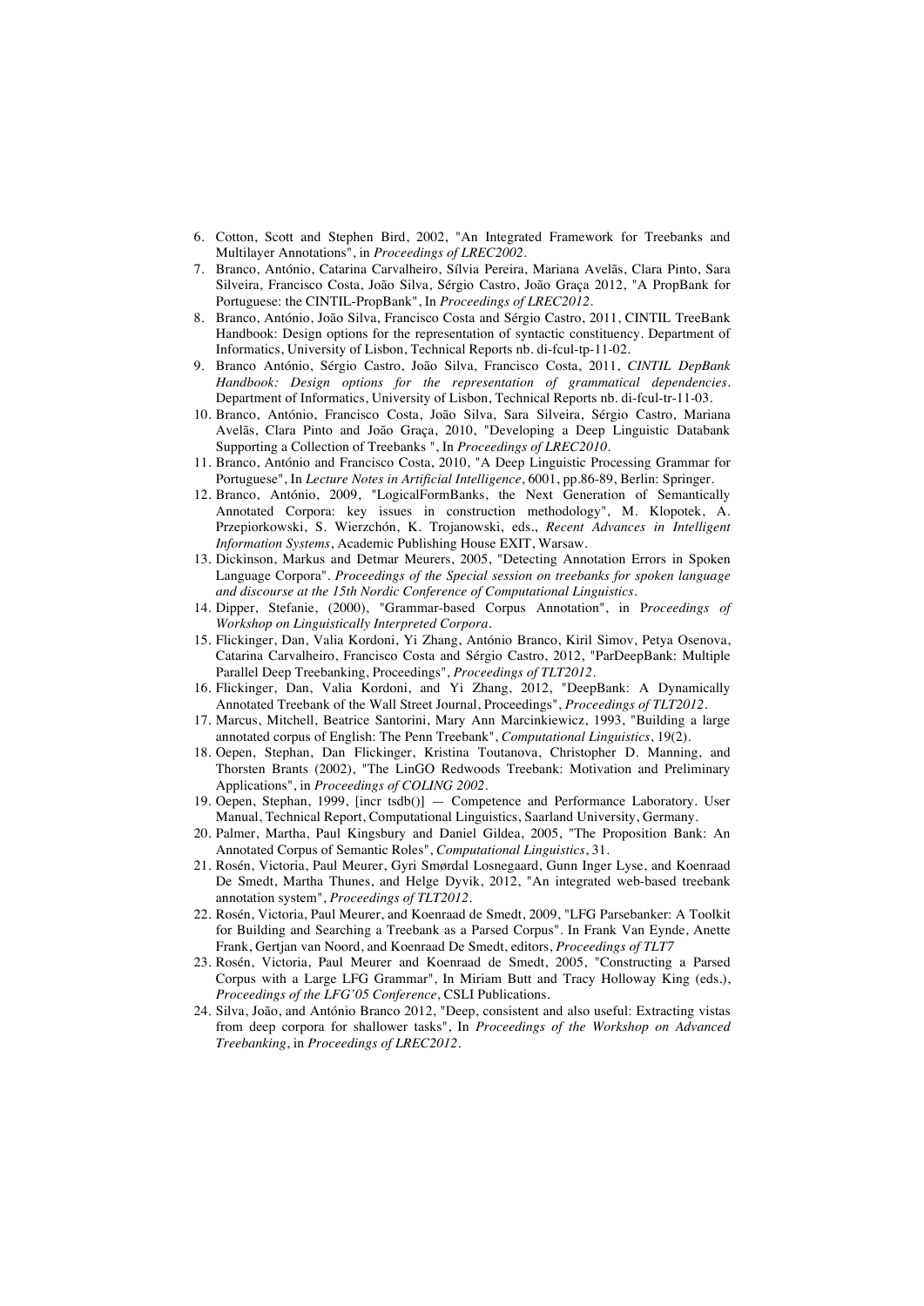6. Cotton, Scott and Stephen Bird, 2002, "An Integrated Framework for Treebanks and Multilayer Annotations", in *Proceedings of LREC2002*.
7. Branco, António, Catarina Carvalheiro, Sílvia Pereira, Mariana Avelãs, Clara Pinto, Sara Silveira, Francisco Costa, João Silva, Sérgio Castro, João Graça 2012, "A PropBank for Portuguese: the CINTIL-PropBank", In *Proceedings of LREC2012*.
8. Branco, António, João Silva, Francisco Costa and Sérgio Castro, 2011, CINTIL TreeBank Handbook: Design options for the representation of syntactic constituency. Department of Informatics, University of Lisbon, Technical Reports nb. di-fcul-tp-11-02.
9. Branco António, Sérgio Castro, João Silva, Francisco Costa, 2011, *CINTIL DepBank Handbook: Design options for the representation of grammatical dependencies*. Department of Informatics, University of Lisbon, Technical Reports nb. di-fcul-tr-11-03.
10. Branco, António, Francisco Costa, João Silva, Sara Silveira, Sérgio Castro, Mariana Avelãs, Clara Pinto and João Graça, 2010, "Developing a Deep Linguistic Databank Supporting a Collection of Treebanks ", In *Proceedings of LREC2010*.
11. Branco, António and Francisco Costa, 2010, "A Deep Linguistic Processing Grammar for Portuguese", In *Lecture Notes in Artificial Intelligence*, 6001, pp.86-89, Berlin: Springer.
12. Branco, António, 2009, "LogicalFormBanks, the Next Generation of Semantically Annotated Corpora: key issues in construction methodology", M. Klopotek, A. Przepiorkowski, S. Wierzchón, K. Trojanowski, eds., *Recent Advances in Intelligent Information Systems*, Academic Publishing House EXIT, Warsaw.
13. Dickinson, Markus and Detmar Meurers, 2005, "Detecting Annotation Errors in Spoken Language Corpora". *Proceedings of the Special session on treebanks for spoken language and discourse at the 15th Nordic Conference of Computational Linguistics*.
14. Dipper, Stefanie, (2000), "Grammar-based Corpus Annotation", in P*roceedings of Workshop on Linguistically Interpreted Corpora*.
15. Flickinger, Dan, Valia Kordoni, Yi Zhang, António Branco, Kiril Simov, Petya Osenova, Catarina Carvalheiro, Francisco Costa and Sérgio Castro, 2012, "ParDeepBank: Multiple Parallel Deep Treebanking, Proceedings", *Proceedings of TLT2012*.
16. Flickinger, Dan, Valia Kordoni, and Yi Zhang, 2012, "DeepBank: A Dynamically Annotated Treebank of the Wall Street Journal, Proceedings", *Proceedings of TLT2012*.
17. Marcus, Mitchell, Beatrice Santorini, Mary Ann Marcinkiewicz, 1993, "Building a large annotated corpus of English: The Penn Treebank", *Computational Linguistics*, 19(2).
18. Oepen, Stephan, Dan Flickinger, Kristina Toutanova, Christopher D. Manning, and Thorsten Brants (2002), "The LinGO Redwoods Treebank: Motivation and Preliminary Applications", in *Proceedings of COLING 2002*.
19. Oepen, Stephan, 1999, [incr tsdb()] — Competence and Performance Laboratory. User Manual, Technical Report, Computational Linguistics, Saarland University, Germany.
20. Palmer, Martha, Paul Kingsbury and Daniel Gildea, 2005, "The Proposition Bank: An Annotated Corpus of Semantic Roles", *Computational Linguistics*, 31.
21. Rosén, Victoria, Paul Meurer, Gyri Smørdal Losnegaard, Gunn Inger Lyse, and Koenraad De Smedt, Martha Thunes, and Helge Dyvik, 2012, "An integrated web-based treebank annotation system", *Proceedings of TLT2012*.
22. Rosén, Victoria, Paul Meurer, and Koenraad de Smedt, 2009, "LFG Parsebanker: A Toolkit for Building and Searching a Treebank as a Parsed Corpus". In Frank Van Eynde, Anette Frank, Gertjan van Noord, and Koenraad De Smedt, editors, *Proceedings of TLT7*
23. Rosén, Victoria, Paul Meurer and Koenraad de Smedt, 2005, "Constructing a Parsed Corpus with a Large LFG Grammar", In Miriam Butt and Tracy Holloway King (eds.), *Proceedings of the LFG'05 Conference*, CSLI Publications.
24. Silva, João, and António Branco 2012, "Deep, consistent and also useful: Extracting vistas from deep corpora for shallower tasks", In *Proceedings of the Workshop on Advanced Treebanking*, in *Proceedings of LREC2012*.